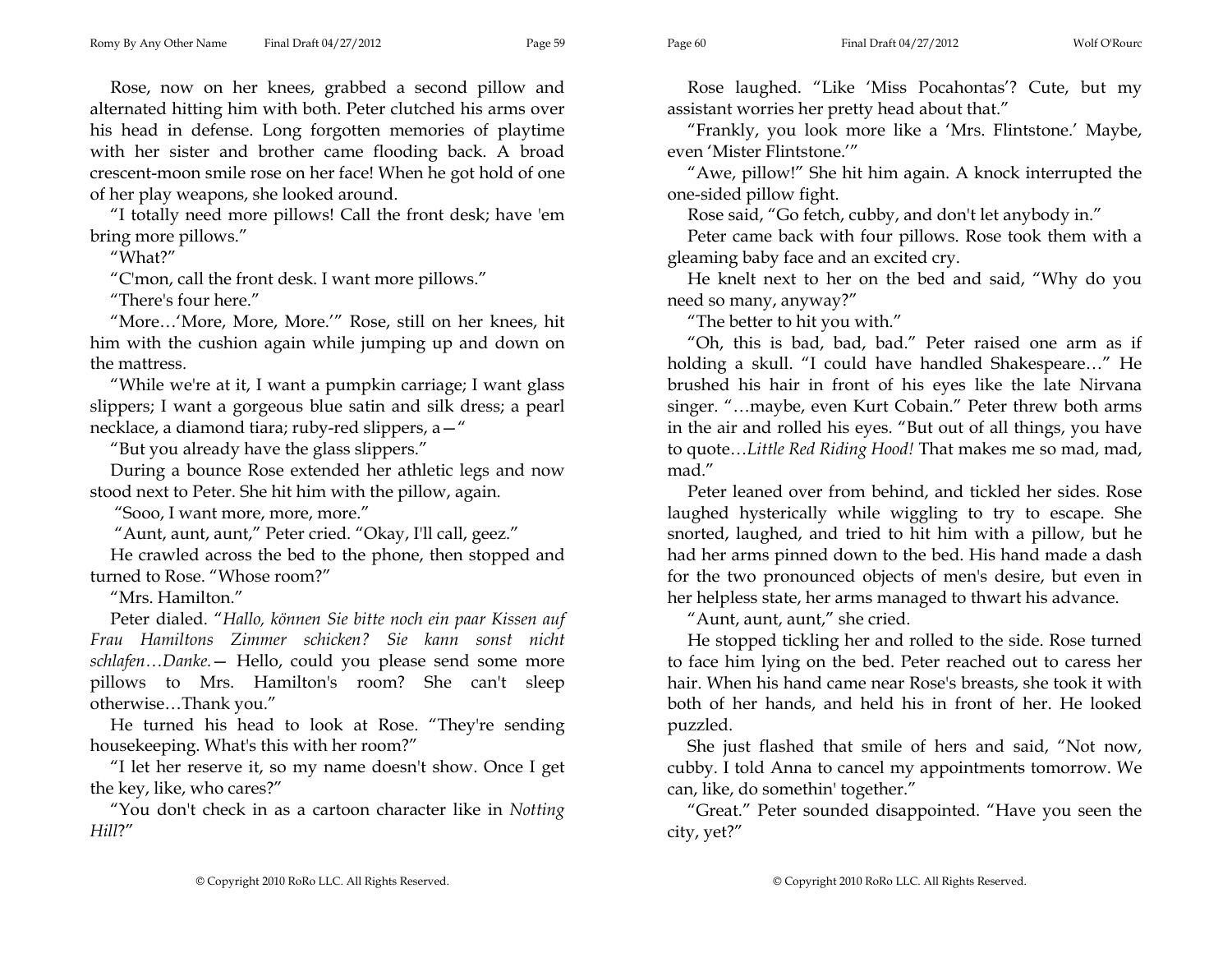Rose, now on her knees, grabbed a second pillow and alternated hitting him with both. Peter clutched his arms over his head in defense. Long forgotten memories of playtime with her sister and brother came flooding back. A broad crescent-moon smile rose on her face! When he got hold of one of her play weapons, she looked around.

"I totally need more pillows! Call the front desk; have 'em bring more pillows."

"What?"

"C'mon, call the front desk. I want more pillows."

"There's four here."

"More…'More, More, More.'" Rose, still on her knees, hit him with the cushion again while jumping up and down on the mattress.

"While we're at it, I want a pumpkin carriage; I want glass slippers; I want a gorgeous blue satin and silk dress; a pearl necklace, a diamond tiara; ruby-red slippers, a—"

"But you already have the glass slippers."

During a bounce Rose extended her athletic legs and now stood next to Peter. She hit him with the pillow, again.

"Sooo, I want more, more, more."

"Aunt, aunt, aunt," Peter cried. "Okay, I'll call, geez."

He crawled across the bed to the phone, then stopped and turned to Rose. "Whose room?"

"Mrs. Hamilton."

Peter dialed. "*Hallo, können Sie bitte noch ein paar Kissen auf Frau Hamiltons Zimmer schicken? Sie kann sonst nicht schlafen…Danke.*— Hello, could you please send some more pillows to Mrs. Hamilton's room? She can't sleep otherwise…Thank you."

He turned his head to look at Rose. "They're sending housekeeping. What's this with her room?"

"I let her reserve it, so my name doesn't show. Once I get the key, like, who cares?"

"You don't check in as a cartoon character like in *Notting Hill*?"

Rose laughed. "Like 'Miss Pocahontas'? Cute, but my assistant worries her pretty head about that."

"Frankly, you look more like a 'Mrs. Flintstone.' Maybe, even 'Mister Flintstone.'"

"Awe, pillow!" She hit him again. A knock interrupted the one-sided pillow fight.

Rose said, "Go fetch, cubby, and don't let anybody in."

Peter came back with four pillows. Rose took them with a gleaming baby face and an excited cry.

He knelt next to her on the bed and said, "Why do you need so many, anyway?"

"The better to hit you with."

"Oh, this is bad, bad, bad." Peter raised one arm as if holding a skull. "I could have handled Shakespeare…" He brushed his hair in front of his eyes like the late Nirvana singer. "…maybe, even Kurt Cobain." Peter threw both arms in the air and rolled his eyes. "But out of all things, you have to quote…*Little Red Riding Hood!* That makes me so mad, mad, mad."

Peter leaned over from behind, and tickled her sides. Rose laughed hysterically while wiggling to try to escape. She snorted, laughed, and tried to hit him with a pillow, but he had her arms pinned down to the bed. His hand made a dash for the two pronounced objects of men's desire, but even in her helpless state, her arms managed to thwart his advance.

"Aunt, aunt, aunt," she cried.

He stopped tickling her and rolled to the side. Rose turned to face him lying on the bed. Peter reached out to caress her hair. When his hand came near Rose's breasts, she took it with both of her hands, and held his in front of her. He looked puzzled.

She just flashed that smile of hers and said, "Not now, cubby. I told Anna to cancel my appointments tomorrow. We can, like, do somethin' together."

"Great." Peter sounded disappointed. "Have you seen the city, yet?"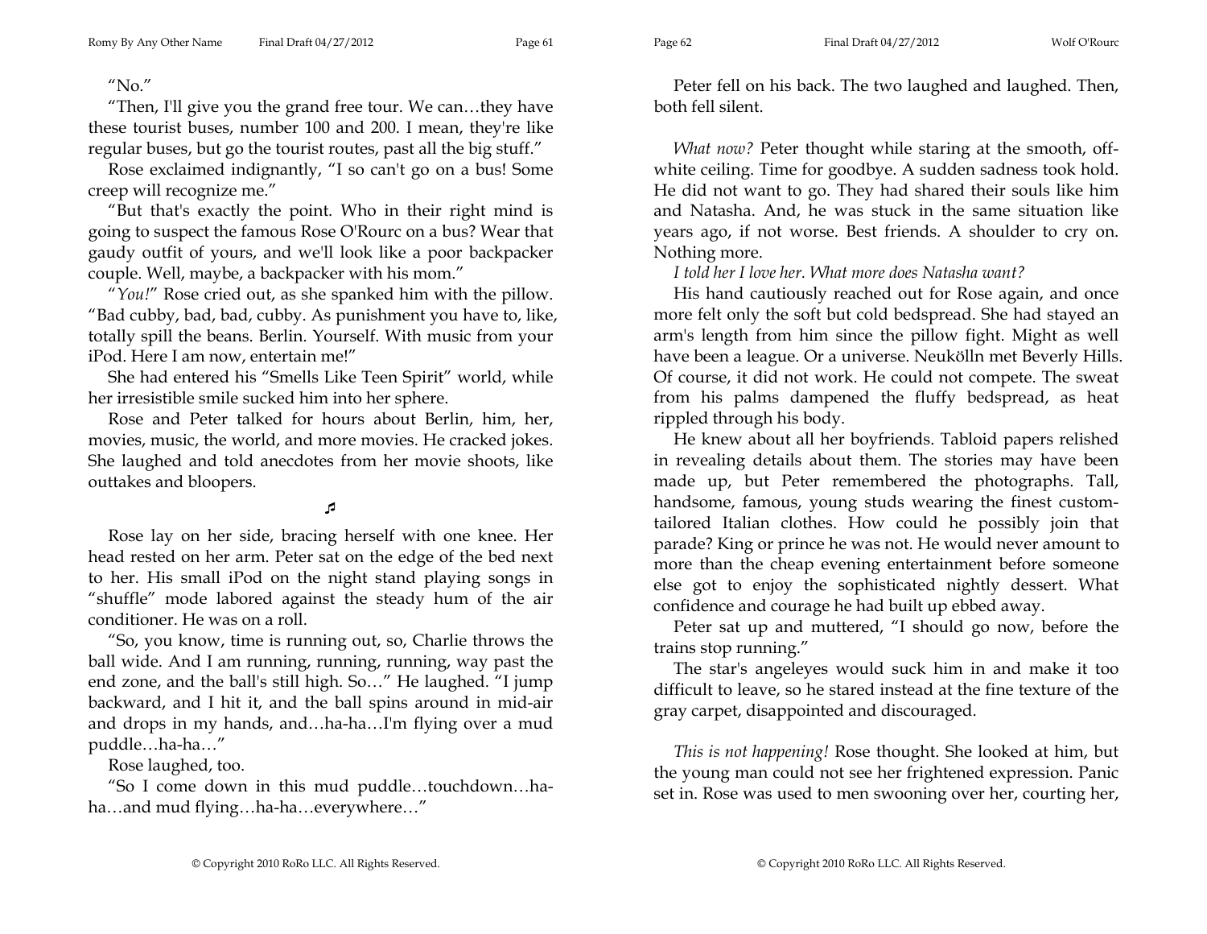"No."

"Then, I'll give you the grand free tour. We can…they have these tourist buses, number 100 and 200. I mean, they're like regular buses, but go the tourist routes, past all the big stuff."

Rose exclaimed indignantly, "I so can't go on a bus! Some creep will recognize me."

"But that's exactly the point. Who in their right mind is going to suspect the famous Rose O'Rourc on a bus? Wear that gaudy outfit of yours, and we'll look like a poor backpacker couple. Well, maybe, a backpacker with his mom."

"*You!*" Rose cried out, as she spanked him with the pillow. "Bad cubby, bad, bad, cubby. As punishment you have to, like, totally spill the beans. Berlin. Yourself. With music from your iPod. Here I am now, entertain me!"

She had entered his "Smells Like Teen Spirit" world, while her irresistible smile sucked him into her sphere.

Rose and Peter talked for hours about Berlin, him, her, movies, music, the world, and more movies. He cracked jokes. She laughed and told anecdotes from her movie shoots, like outtakes and bloopers.

♬

Rose lay on her side, bracing herself with one knee. Her head rested on her arm. Peter sat on the edge of the bed next to her. His small iPod on the night stand playing songs in "shuffle" mode labored against the steady hum of the air conditioner. He was on a roll.

"So, you know, time is running out, so, Charlie throws the ball wide. And I am running, running, running, way past the end zone, and the ball's still high. So…" He laughed. "I jump backward, and I hit it, and the ball spins around in mid-air and drops in my hands, and…ha-ha…I'm flying over a mud puddle…ha-ha…"

Rose laughed, too.

"So I come down in this mud puddle…touchdown…ha-ha…and mud flying…ha-ha…everywhere…"

Peter fell on his back. The two laughed and laughed. Then, both fell silent.

*What now?* Peter thought while staring at the smooth, off-white ceiling. Time for goodbye. A sudden sadness took hold. He did not want to go. They had shared their souls like him and Natasha. And, he was stuck in the same situation like years ago, if not worse. Best friends. A shoulder to cry on. Nothing more.

*I told her I love her. What more does Natasha want?*

His hand cautiously reached out for Rose again, and once more felt only the soft but cold bedspread. She had stayed an arm's length from him since the pillow fight. Might as well have been a league. Or a universe. Neukölln met Beverly Hills. Of course, it did not work. He could not compete. The sweat from his palms dampened the fluffy bedspread, as heat rippled through his body.

He knew about all her boyfriends. Tabloid papers relished in revealing details about them. The stories may have been made up, but Peter remembered the photographs. Tall, handsome, famous, young studs wearing the finest custom-tailored Italian clothes. How could he possibly join that parade? King or prince he was not. He would never amount to more than the cheap evening entertainment before someone else got to enjoy the sophisticated nightly dessert. What confidence and courage he had built up ebbed away.

Peter sat up and muttered, "I should go now, before the trains stop running."

The star's angeleyes would suck him in and make it too difficult to leave, so he stared instead at the fine texture of the gray carpet, disappointed and discouraged.

*This is not happening!* Rose thought. She looked at him, but the young man could not see her frightened expression. Panic set in. Rose was used to men swooning over her, courting her,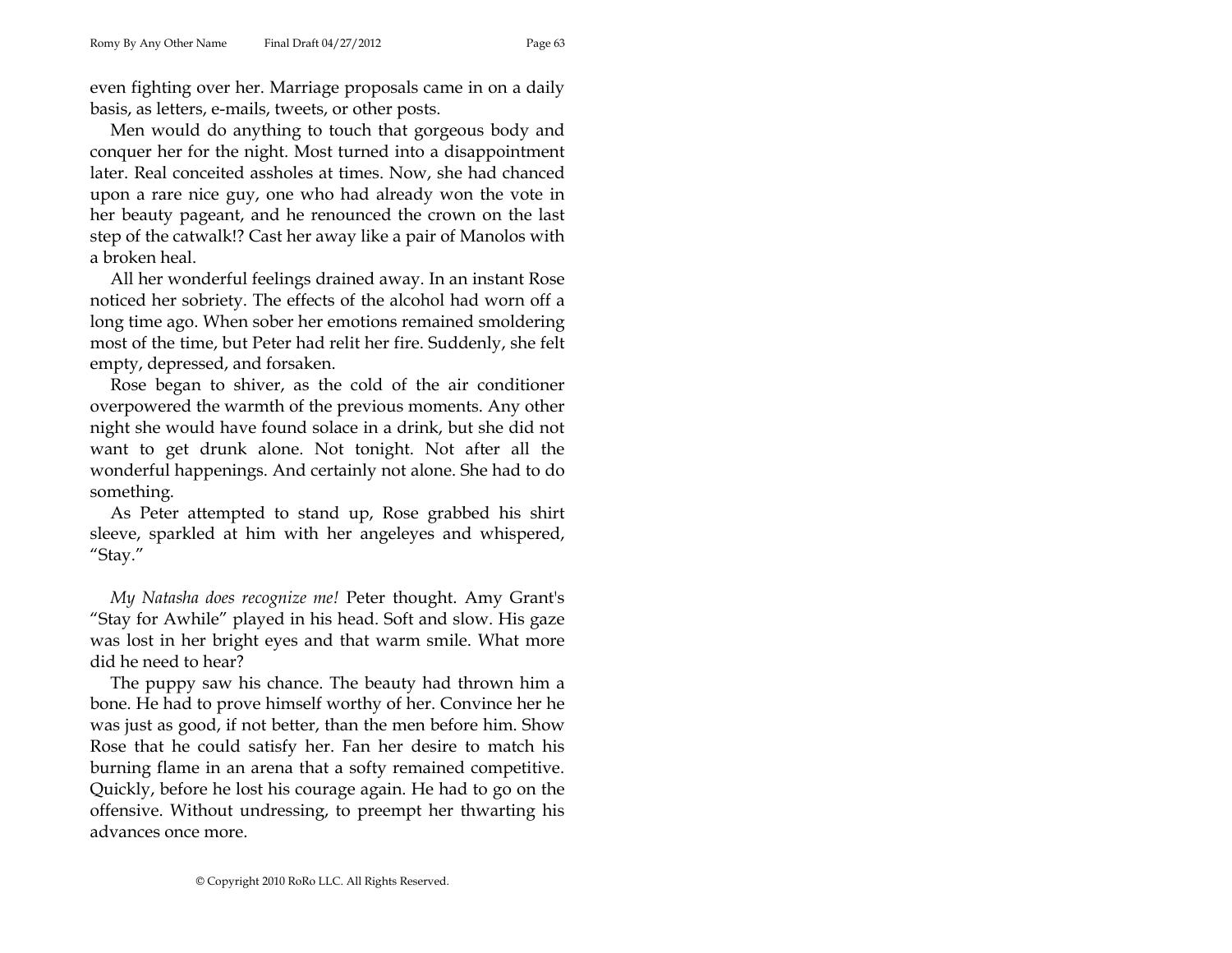even fighting over her. Marriage proposals came in on a daily basis, as letters, e-mails, tweets, or other posts.

Men would do anything to touch that gorgeous body and conquer her for the night. Most turned into a disappointment later. Real conceited assholes at times. Now, she had chanced upon a rare nice guy, one who had already won the vote in her beauty pageant, and he renounced the crown on the last step of the catwalk!? Cast her away like a pair of Manolos with a broken heal.

All her wonderful feelings drained away. In an instant Rose noticed her sobriety. The effects of the alcohol had worn off a long time ago. When sober her emotions remained smoldering most of the time, but Peter had relit her fire. Suddenly, she felt empty, depressed, and forsaken.

Rose began to shiver, as the cold of the air conditioner overpowered the warmth of the previous moments. Any other night she would have found solace in a drink, but she did not want to get drunk alone. Not tonight. Not after all the wonderful happenings. And certainly not alone. She had to do something.

As Peter attempted to stand up, Rose grabbed his shirt sleeve, sparkled at him with her angeleyes and whispered, "Stay."

*My Natasha does recognize me!* Peter thought. Amy Grant's "Stay for Awhile" played in his head. Soft and slow. His gaze was lost in her bright eyes and that warm smile. What more did he need to hear?

The puppy saw his chance. The beauty had thrown him a bone. He had to prove himself worthy of her. Convince her he was just as good, if not better, than the men before him. Show Rose that he could satisfy her. Fan her desire to match his burning flame in an arena that a softy remained competitive. Quickly, before he lost his courage again. He had to go on the offensive. Without undressing, to preempt her thwarting his advances once more.